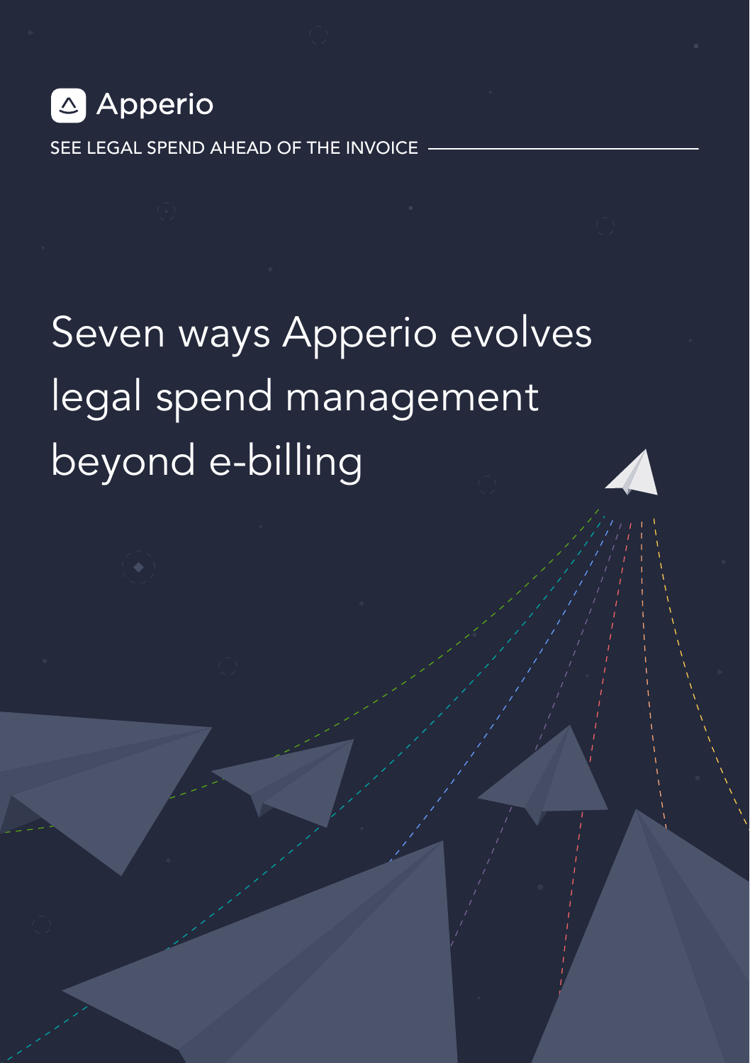Apperio

SEE LEGAL SPEND AHEAD OF THE INVOICE

# Seven ways Apperio evolves legal spend management beyond e-billing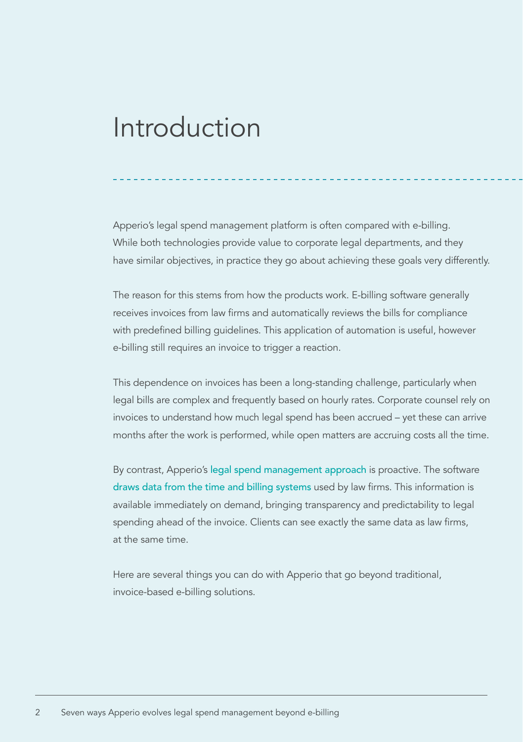# Introduction

Apperio's legal spend management platform is often compared with e-billing. While both technologies provide value to corporate legal departments, and they have similar objectives, in practice they go about achieving these goals very differently.

The reason for this stems from how the products work. E-billing software generally receives invoices from law firms and automatically reviews the bills for compliance with predefined billing guidelines. This application of automation is useful, however e-billing still requires an invoice to trigger a reaction.

This dependence on invoices has been a long-standing challenge, particularly when legal bills are complex and frequently based on hourly rates. Corporate counsel rely on invoices to understand how much legal spend has been accrued – yet these can arrive months after the work is performed, while open matters are accruing costs all the time.

By contrast, Apperio's legal spend management approach is proactive. The software draws data from the time and billing systems used by law firms. This information is available immediately on demand, bringing transparency and predictability to legal spending ahead of the invoice. Clients can see exactly the same data as law firms, at the same time.

Here are several things you can do with Apperio that go beyond traditional, invoice-based e-billing solutions.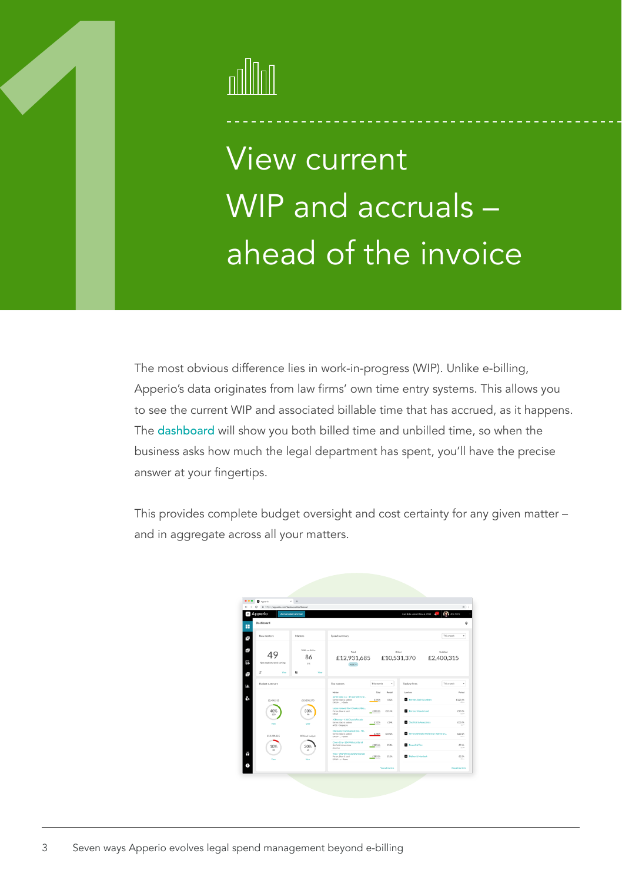# View current WIP and accruals – ahead of the invoice

The most obvious difference lies in work-in-progress (WIP). Unlike e-billing, Apperio's data originates from law firms' own time entry systems. This allows you to see the current WIP and associated billable time that has accrued, as it happens. The dashboard will show you both billed time and unbilled time, so when the business asks how much the legal department has spent, you'll have the precise answer at your fingertips.

This provides complete budget oversight and cost certainty for any given matter – and in aggregate across all your matters.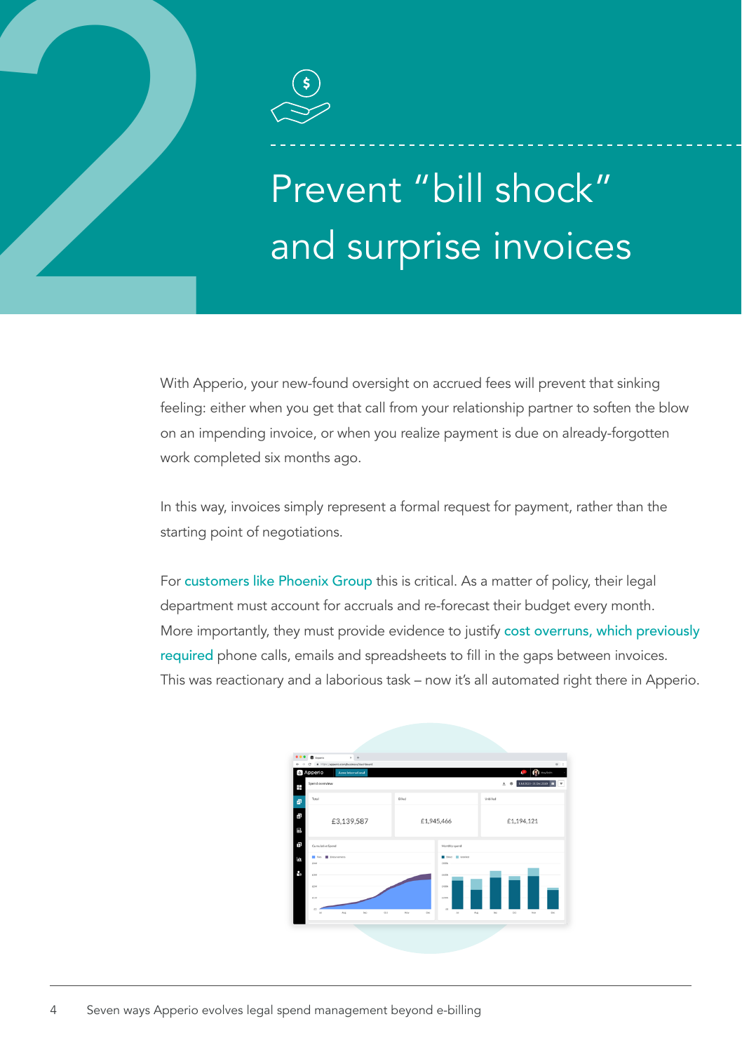# Prevent "bill shock" and surprise invoices

With Apperio, your new-found oversight on accrued fees will prevent that sinking feeling: either when you get that call from your relationship partner to soften the blow on an impending invoice, or when you realize payment is due on already-forgotten work completed six months ago.

In this way, invoices simply represent a formal request for payment, rather than the starting point of negotiations.

For customers like Phoenix Group this is critical. As a matter of policy, their legal department must account for accruals and re-forecast their budget every month. More importantly, they must provide evidence to justify cost overruns, which previously required phone calls, emails and spreadsheets to fill in the gaps between invoices. This was reactionary and a laborious task – now it's all automated right there in Apperio.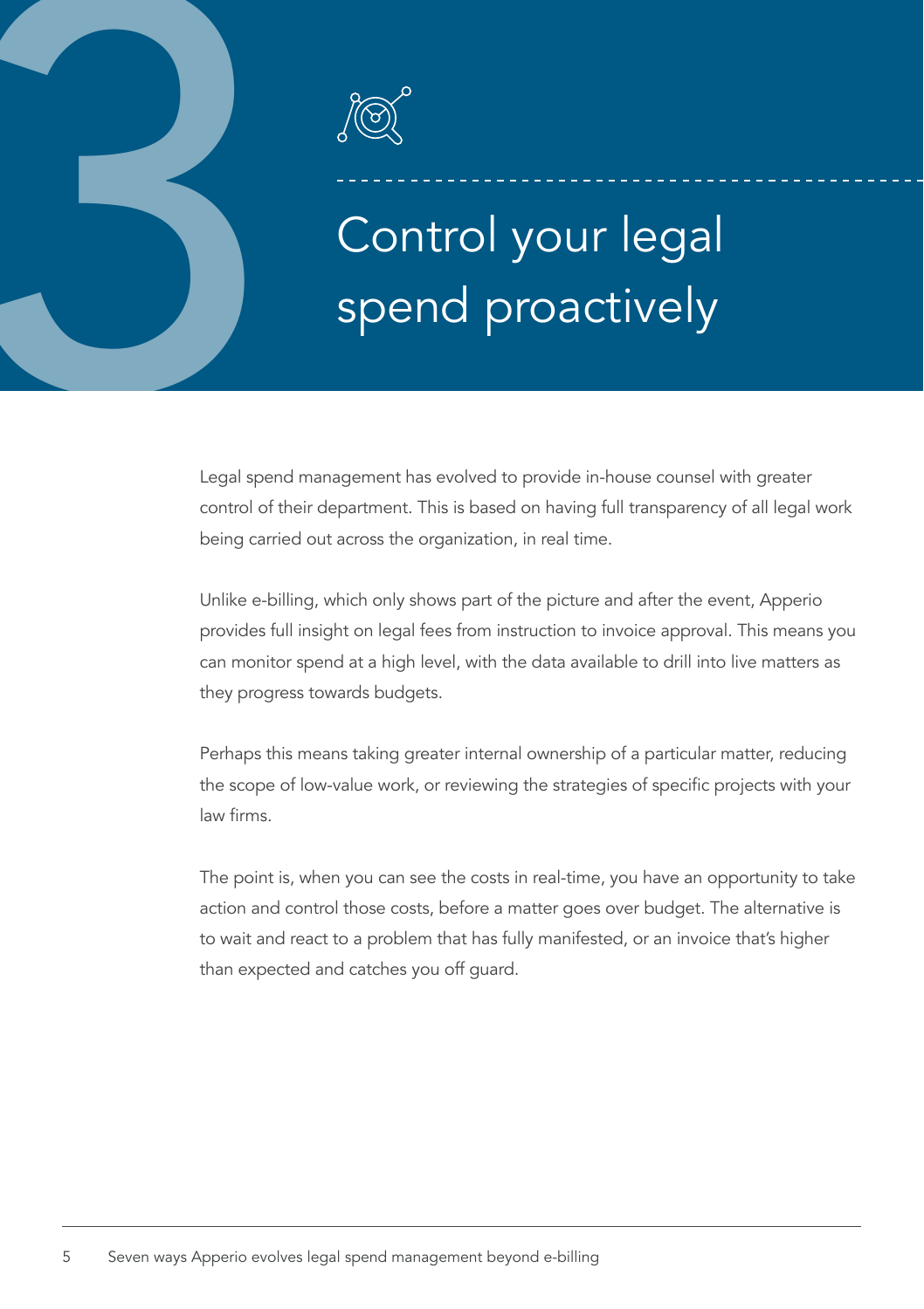# 3 Control your legal spend proactively

Legal spend management has evolved to provide in-house counsel with greater control of their department. This is based on having full transparency of all legal work being carried out across the organization, in real time.

Unlike e-billing, which only shows part of the picture and after the event, Apperio provides full insight on legal fees from instruction to invoice approval. This means you can monitor spend at a high level, with the data available to drill into live matters as they progress towards budgets.

Perhaps this means taking greater internal ownership of a particular matter, reducing the scope of low-value work, or reviewing the strategies of specific projects with your law firms.

The point is, when you can see the costs in real-time, you have an opportunity to take action and control those costs, before a matter goes over budget. The alternative is to wait and react to a problem that has fully manifested, or an invoice that's higher than expected and catches you off guard.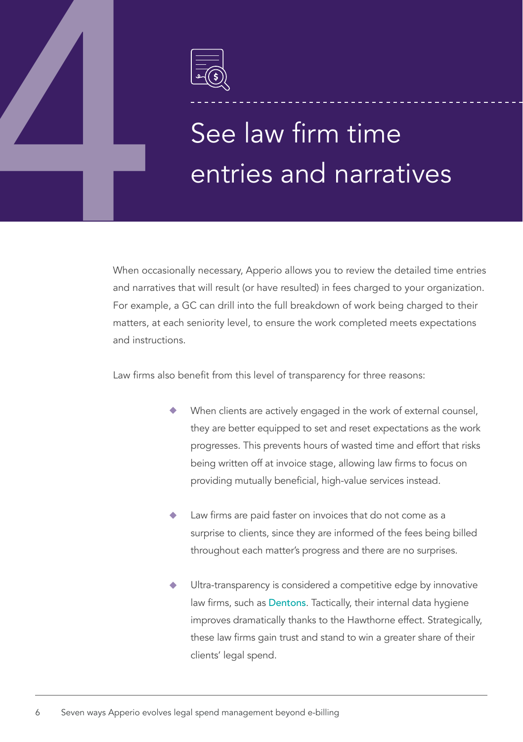# 4 See law firm time entries and narratives

When occasionally necessary, Apperio allows you to review the detailed time entries and narratives that will result (or have resulted) in fees charged to your organization. For example, a GC can drill into the full breakdown of work being charged to their matters, at each seniority level, to ensure the work completed meets expectations and instructions.

Law firms also benefit from this level of transparency for three reasons:

- When clients are actively engaged in the work of external counsel, they are better equipped to set and reset expectations as the work progresses. This prevents hours of wasted time and effort that risks being written off at invoice stage, allowing law firms to focus on providing mutually beneficial, high-value services instead.
- Law firms are paid faster on invoices that do not come as a surprise to clients, since they are informed of the fees being billed throughout each matter's progress and there are no surprises.
- Ultra-transparency is considered a competitive edge by innovative law firms, such as Dentons. Tactically, their internal data hygiene improves dramatically thanks to the Hawthorne effect. Strategically, these law firms gain trust and stand to win a greater share of their clients' legal spend.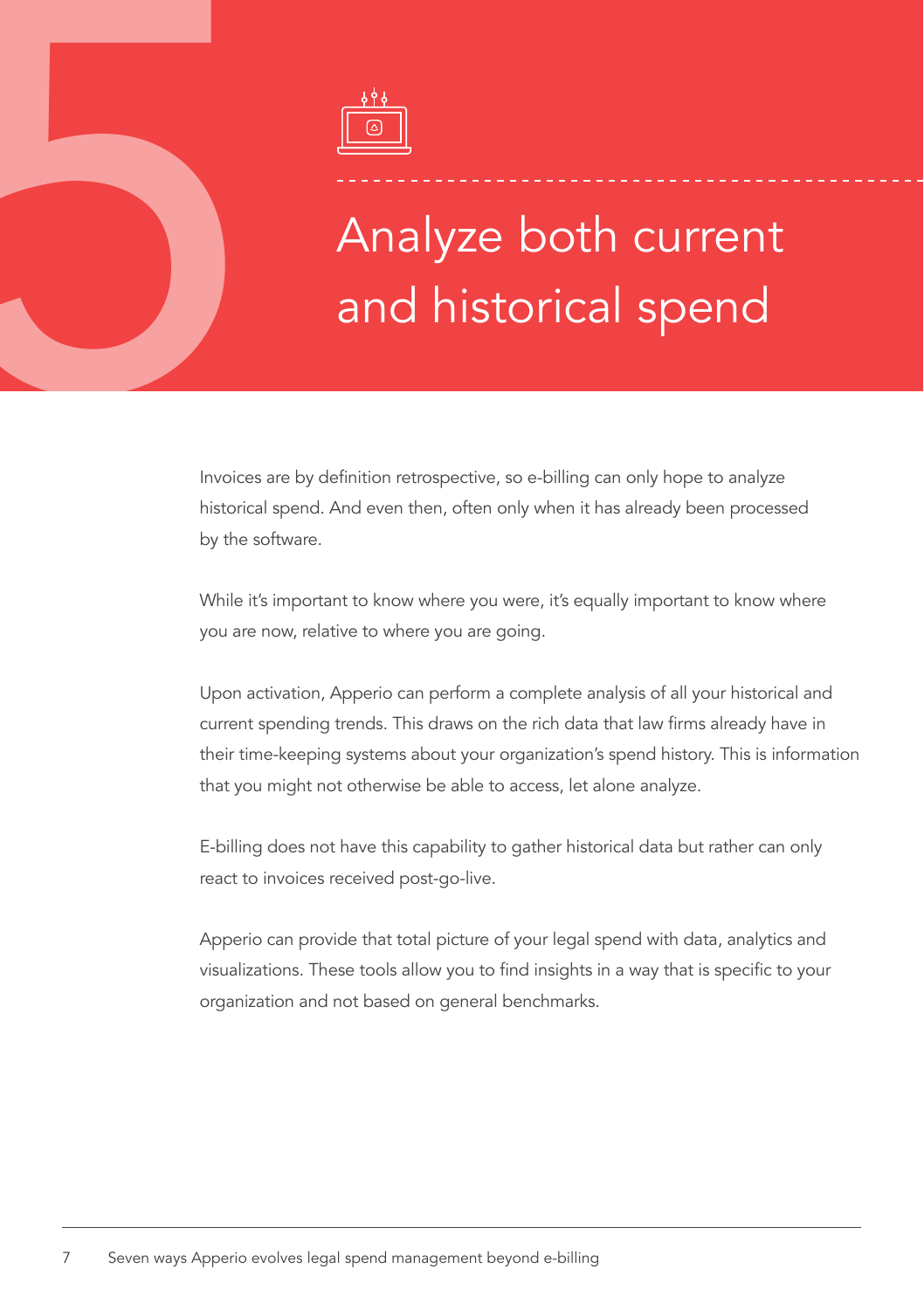# 5 Analyze both current and historical spend

Invoices are by definition retrospective, so e-billing can only hope to analyze historical spend. And even then, often only when it has already been processed by the software.

While it's important to know where you were, it's equally important to know where you are now, relative to where you are going.

Upon activation, Apperio can perform a complete analysis of all your historical and current spending trends. This draws on the rich data that law firms already have in their time-keeping systems about your organization's spend history. This is information that you might not otherwise be able to access, let alone analyze.

E-billing does not have this capability to gather historical data but rather can only react to invoices received post-go-live.

Apperio can provide that total picture of your legal spend with data, analytics and visualizations. These tools allow you to find insights in a way that is specific to your organization and not based on general benchmarks.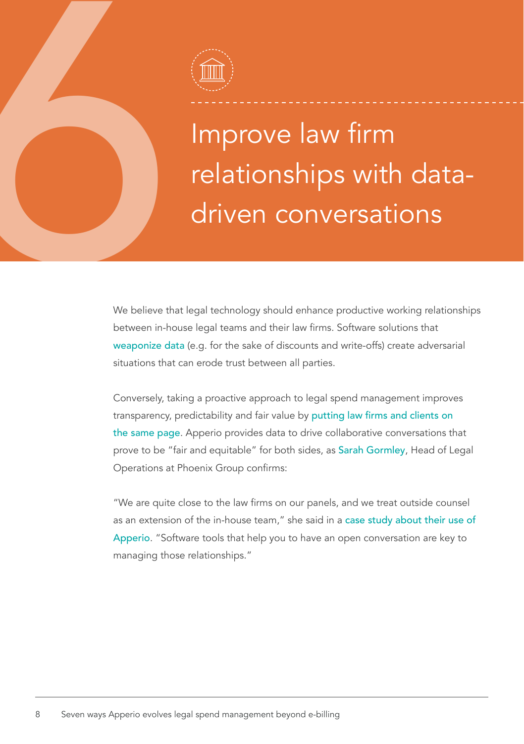# 6 Improve law firm relationships with data-driven conversations

We believe that legal technology should enhance productive working relationships between in-house legal teams and their law firms. Software solutions that weaponize data (e.g. for the sake of discounts and write-offs) create adversarial situations that can erode trust between all parties.

Conversely, taking a proactive approach to legal spend management improves transparency, predictability and fair value by putting law firms and clients on the same page. Apperio provides data to drive collaborative conversations that prove to be "fair and equitable" for both sides, as Sarah Gormley, Head of Legal Operations at Phoenix Group confirms:

"We are quite close to the law firms on our panels, and we treat outside counsel as an extension of the in-house team," she said in a case study about their use of Apperio. "Software tools that help you to have an open conversation are key to managing those relationships."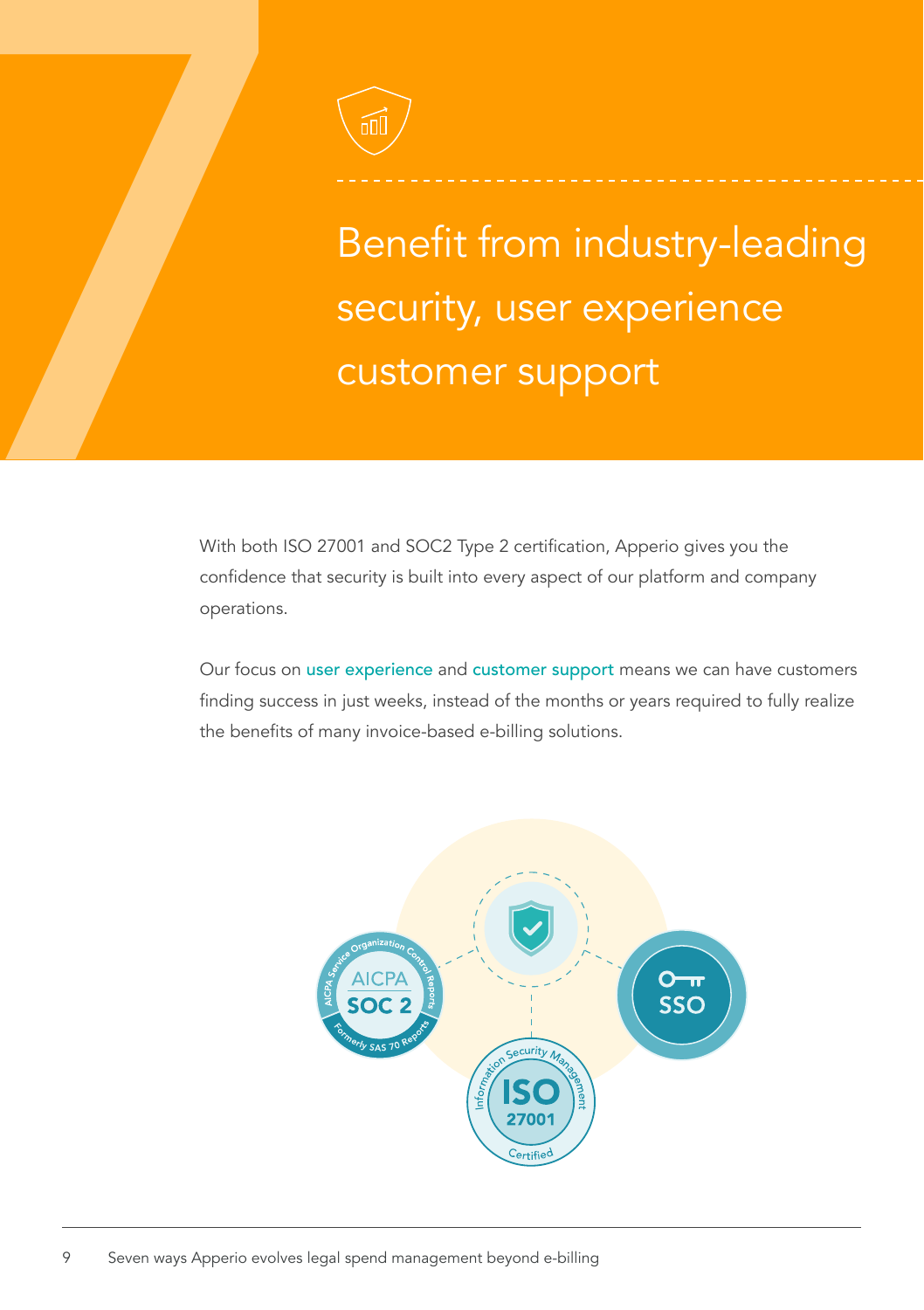# 7

# Benefit from industry-leading security, user experience customer support

With both ISO 27001 and SOC2 Type 2 certification, Apperio gives you the confidence that security is built into every aspect of our platform and company operations.

Our focus on user experience and customer support means we can have customers finding success in just weeks, instead of the months or years required to fully realize the benefits of many invoice-based e-billing solutions.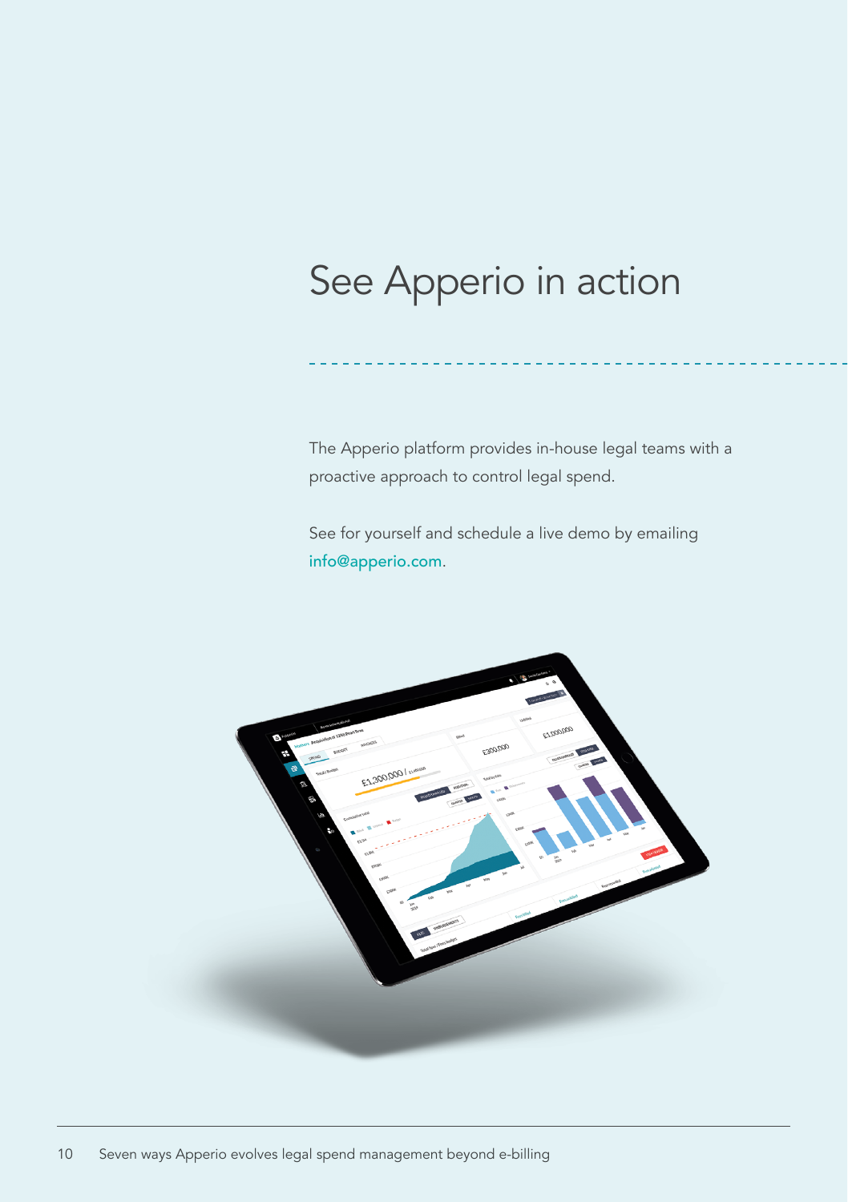# See Apperio in action

The Apperio platform provides in-house legal teams with a proactive approach to control legal spend.

See for yourself and schedule a live demo by emailing info@apperio.com.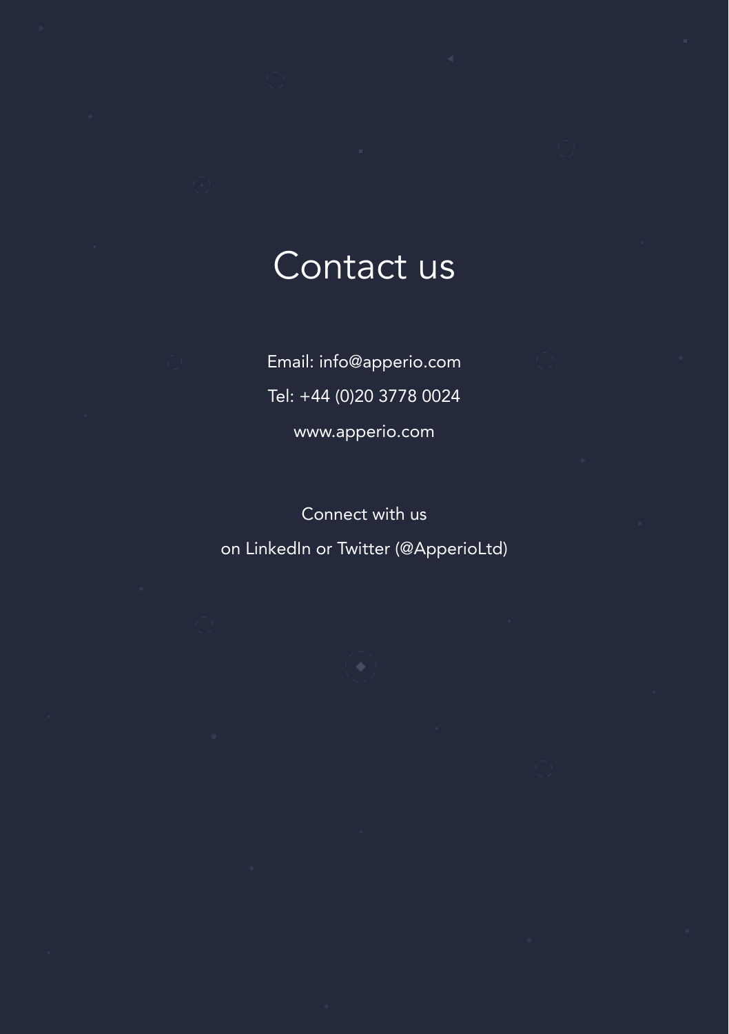# Contact us

Email: info@apperio.com

Tel: +44 (0)20 3778 0024

www.apperio.com

Connect with us

on LinkedIn or Twitter (@ApperioLtd)